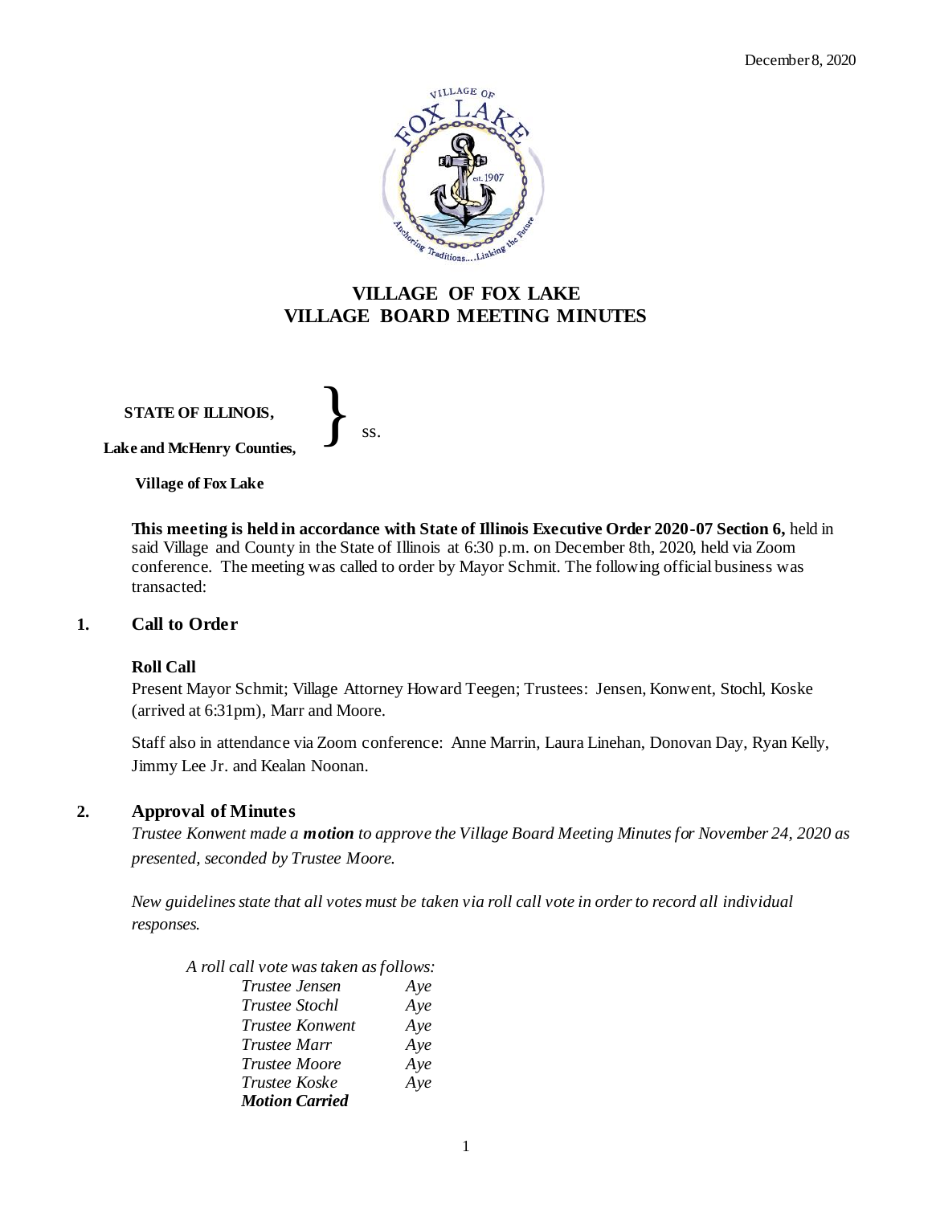December 8, 2020

# VILLAGE OF FOX LAKE
# VILLAGE BOARD MEETING MINUTES

**STATE OF ILLINOIS,**

**Lake and McHenry Counties,** } ss.

**Village of Fox Lake**

**This meeting is held in accordance with State of Illinois Executive Order 2020-07 Section 6,** held in said Village and County in the State of Illinois at 6:30 p.m. on December 8th, 2020, held via Zoom conference. The meeting was called to order by Mayor Schmit. The following official business was transacted:

## 1. Call to Order

### Roll Call

Present Mayor Schmit; Village Attorney Howard Teegen; Trustees: Jensen, Konwent, Stochl, Koske (arrived at 6:31pm), Marr and Moore.

Staff also in attendance via Zoom conference: Anne Marrin, Laura Linehan, Donovan Day, Ryan Kelly, Jimmy Lee Jr. and Kealan Noonan.

## 2. Approval of Minutes

*Trustee Konwent made a **motion** to approve the Village Board Meeting Minutes for November 24, 2020 as presented, seconded by Trustee Moore.*

*New guidelines state that all votes must be taken via roll call vote in order to record all individual responses.*

*A roll call vote was taken as follows:*

| | |
|---|---|
| *Trustee Jensen* | *Aye* |
| *Trustee Stochl* | *Aye* |
| *Trustee Konwent* | *Aye* |
| *Trustee Marr* | *Aye* |
| *Trustee Moore* | *Aye* |
| *Trustee Koske* | *Aye* |

***Motion Carried***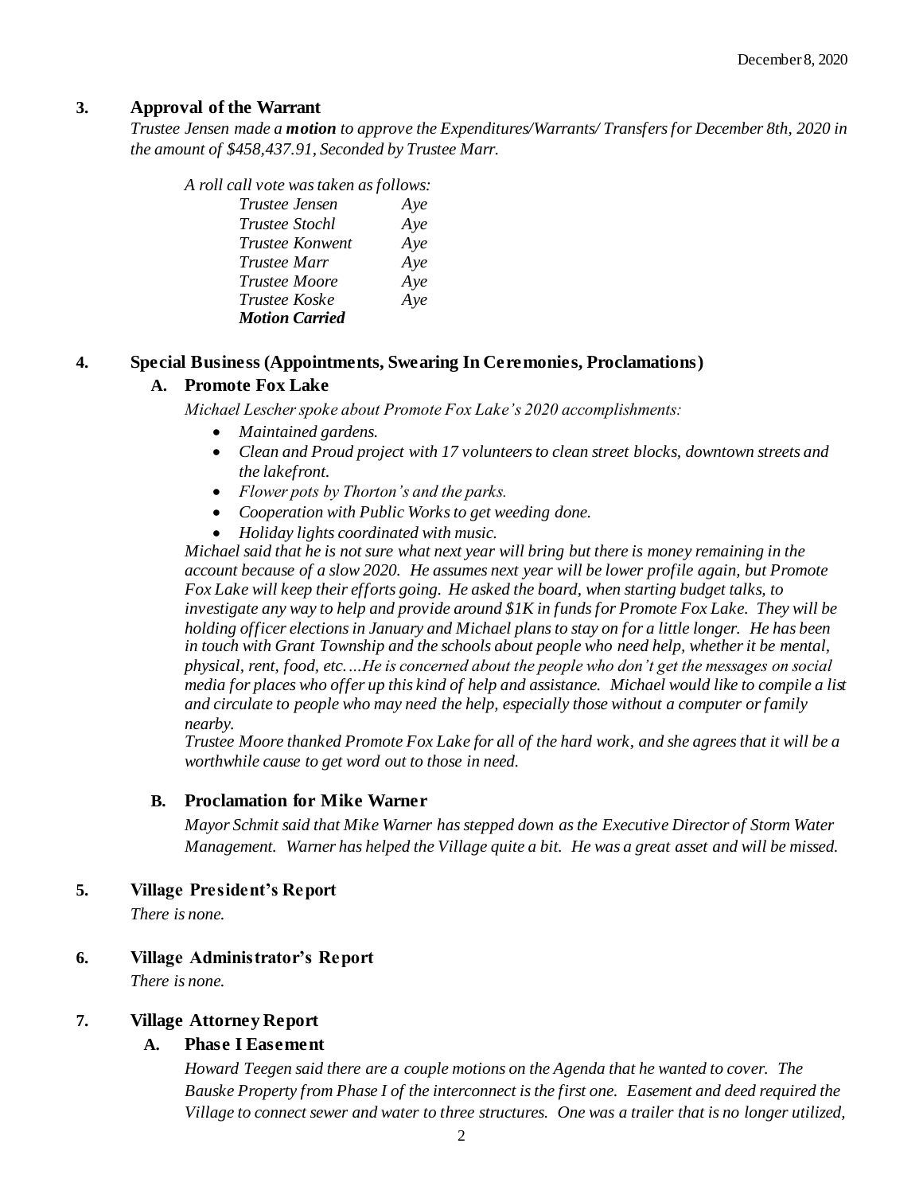## 3. Approval of the Warrant

*Trustee Jensen made a **motion** to approve the Expenditures/Warrants/ Transfers for December 8th, 2020 in the amount of $458,437.91, Seconded by Trustee Marr.*

*A roll call vote was taken as follows:*

| | |
|---|---|
| *Trustee Jensen* | *Aye* |
| *Trustee Stochl* | *Aye* |
| *Trustee Konwent* | *Aye* |
| *Trustee Marr* | *Aye* |
| *Trustee Moore* | *Aye* |
| *Trustee Koske* | *Aye* |
| ***Motion Carried*** | |

## 4. Special Business (Appointments, Swearing In Ceremonies, Proclamations)

### A. Promote Fox Lake

*Michael Lescher spoke about Promote Fox Lake's 2020 accomplishments:*

- *Maintained gardens.*
- *Clean and Proud project with 17 volunteers to clean street blocks, downtown streets and the lakefront.*
- *Flower pots by Thorton's and the parks.*
- *Cooperation with Public Works to get weeding done.*
- *Holiday lights coordinated with music.*

*Michael said that he is not sure what next year will bring but there is money remaining in the account because of a slow 2020. He assumes next year will be lower profile again, but Promote Fox Lake will keep their efforts going. He asked the board, when starting budget talks, to investigate any way to help and provide around $1K in funds for Promote Fox Lake. They will be holding officer elections in January and Michael plans to stay on for a little longer. He has been in touch with Grant Township and the schools about people who need help, whether it be mental, physical, rent, food, etc.…He is concerned about the people who don't get the messages on social media for places who offer up this kind of help and assistance. Michael would like to compile a list and circulate to people who may need the help, especially those without a computer or family nearby.*

*Trustee Moore thanked Promote Fox Lake for all of the hard work, and she agrees that it will be a worthwhile cause to get word out to those in need.*

### B. Proclamation for Mike Warner

*Mayor Schmit said that Mike Warner has stepped down as the Executive Director of Storm Water Management. Warner has helped the Village quite a bit. He was a great asset and will be missed.*

## 5. Village President's Report

*There is none.*

## 6. Village Administrator's Report

*There is none.*

## 7. Village Attorney Report

### A. Phase I Easement

*Howard Teegen said there are a couple motions on the Agenda that he wanted to cover. The Bauske Property from Phase I of the interconnect is the first one. Easement and deed required the Village to connect sewer and water to three structures. One was a trailer that is no longer utilized,*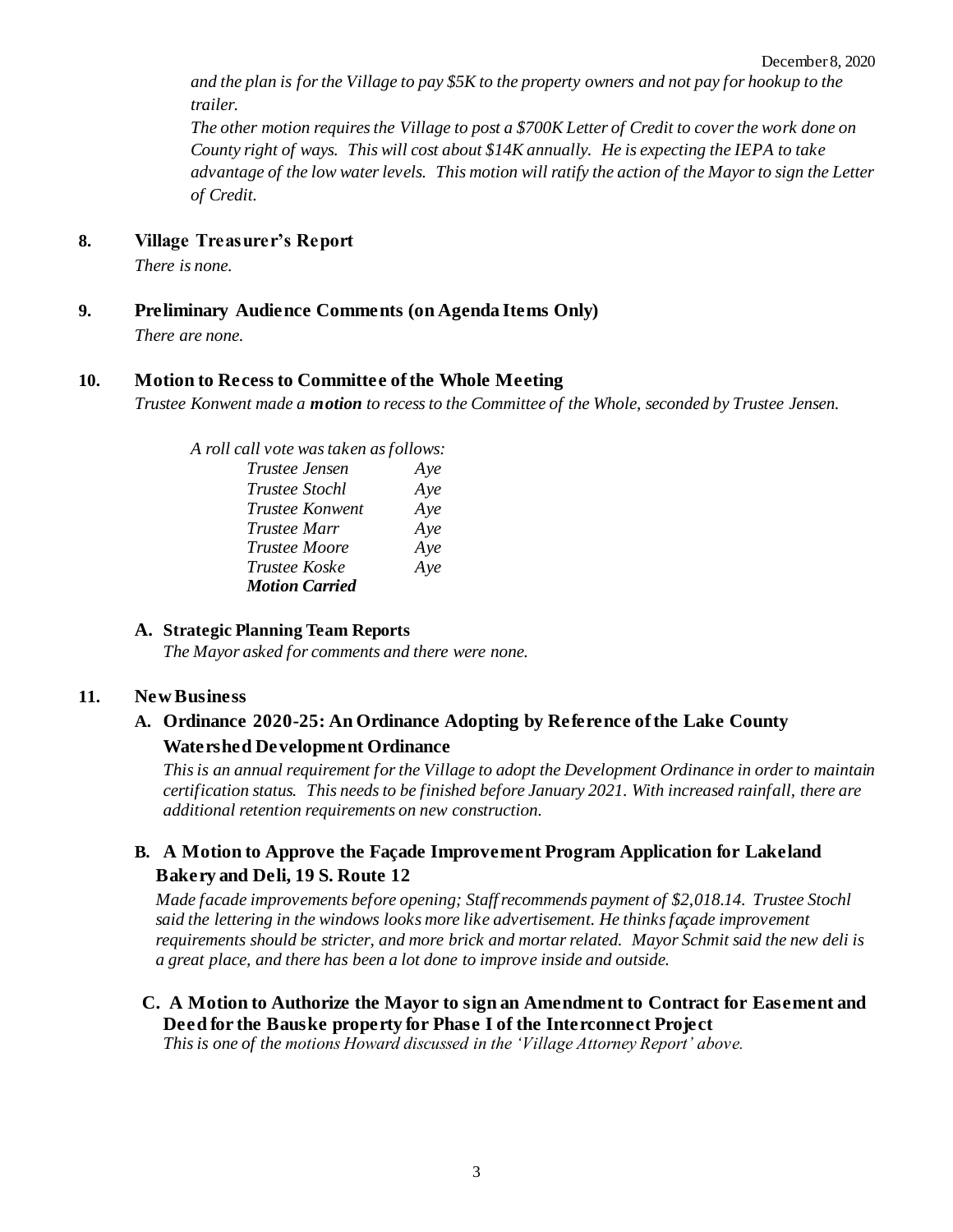*and the plan is for the Village to pay $5K to the property owners and not pay for hookup to the trailer.*

*The other motion requires the Village to post a $700K Letter of Credit to cover the work done on County right of ways. This will cost about $14K annually. He is expecting the IEPA to take advantage of the low water levels. This motion will ratify the action of the Mayor to sign the Letter of Credit.*

## 8. Village Treasurer's Report

*There is none.*

## 9. Preliminary Audience Comments (on Agenda Items Only)

*There are none.*

## 10. Motion to Recess to Committee of the Whole Meeting

*Trustee Konwent made a **motion** to recess to the Committee of the Whole, seconded by Trustee Jensen.*

*A roll call vote was taken as follows:*

| | |
|---|---|
| *Trustee Jensen* | *Aye* |
| *Trustee Stochl* | *Aye* |
| *Trustee Konwent* | *Aye* |
| *Trustee Marr* | *Aye* |
| *Trustee Moore* | *Aye* |
| *Trustee Koske* | *Aye* |
| ***Motion Carried*** | |

### A. Strategic Planning Team Reports

*The Mayor asked for comments and there were none.*

## 11. New Business

### A. Ordinance 2020-25: An Ordinance Adopting by Reference of the Lake County Watershed Development Ordinance

*This is an annual requirement for the Village to adopt the Development Ordinance in order to maintain certification status. This needs to be finished before January 2021. With increased rainfall, there are additional retention requirements on new construction.*

### B. A Motion to Approve the Façade Improvement Program Application for Lakeland Bakery and Deli, 19 S. Route 12

*Made facade improvements before opening; Staff recommends payment of $2,018.14. Trustee Stochl said the lettering in the windows looks more like advertisement. He thinks façade improvement requirements should be stricter, and more brick and mortar related. Mayor Schmit said the new deli is a great place, and there has been a lot done to improve inside and outside.*

### C. A Motion to Authorize the Mayor to sign an Amendment to Contract for Easement and Deed for the Bauske property for Phase I of the Interconnect Project

*This is one of the motions Howard discussed in the 'Village Attorney Report' above.*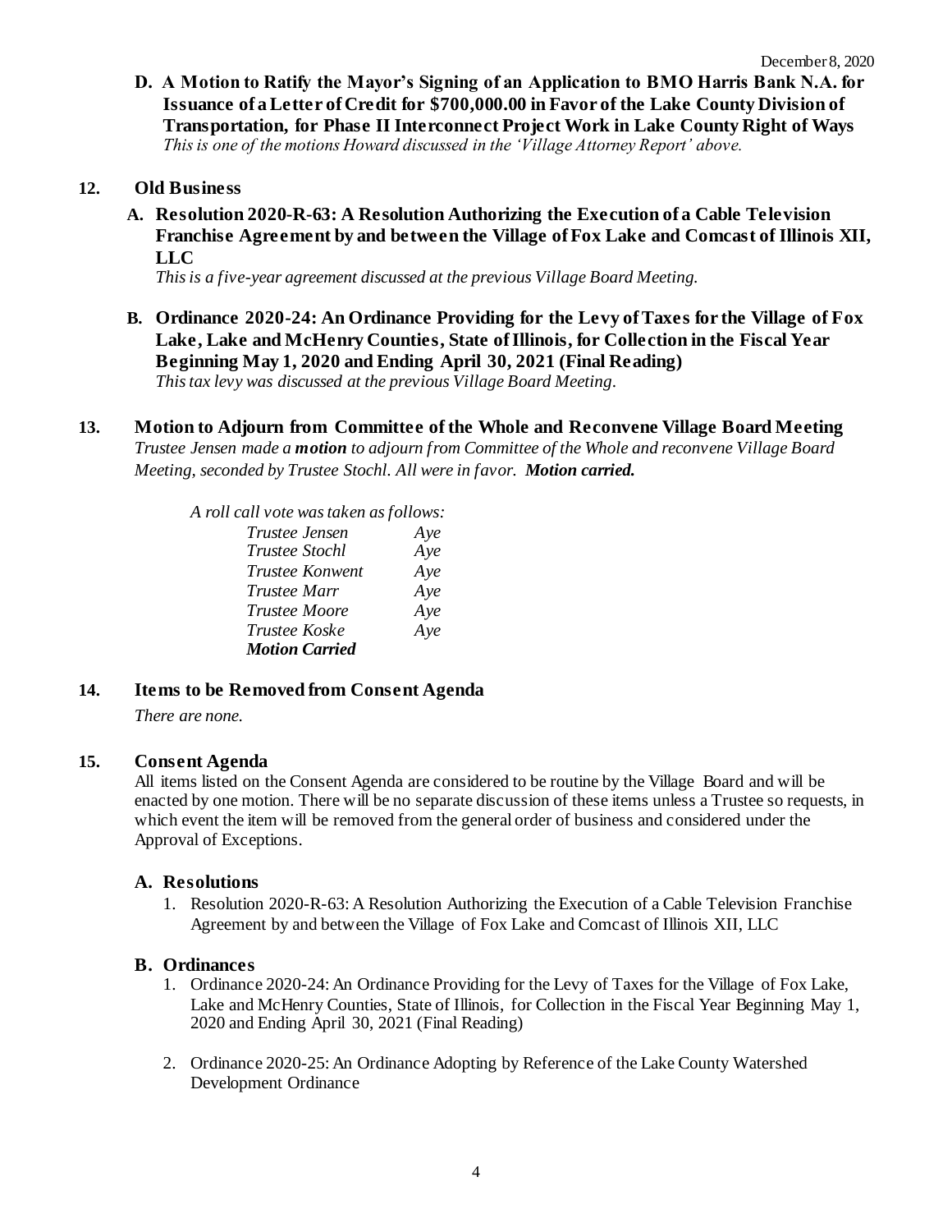**D. A Motion to Ratify the Mayor's Signing of an Application to BMO Harris Bank N.A. for Issuance of a Letter of Credit for $700,000.00 in Favor of the Lake County Division of Transportation, for Phase II Interconnect Project Work in Lake County Right of Ways**

*This is one of the motions Howard discussed in the 'Village Attorney Report' above.*

## 12. Old Business

**A. Resolution 2020-R-63: A Resolution Authorizing the Execution of a Cable Television Franchise Agreement by and between the Village of Fox Lake and Comcast of Illinois XII, LLC**

*This is a five-year agreement discussed at the previous Village Board Meeting.*

**B. Ordinance 2020-24: An Ordinance Providing for the Levy of Taxes for the Village of Fox Lake, Lake and McHenry Counties, State of Illinois, for Collection in the Fiscal Year Beginning May 1, 2020 and Ending April 30, 2021 (Final Reading)**

*This tax levy was discussed at the previous Village Board Meeting.*

## 13. Motion to Adjourn from Committee of the Whole and Reconvene Village Board Meeting

*Trustee Jensen made a* ***motion*** *to adjourn from Committee of the Whole and reconvene Village Board Meeting, seconded by Trustee Stochl. All were in favor.* ***Motion carried.***

*A roll call vote was taken as follows:*

| | |
|---|---|
| *Trustee Jensen* | *Aye* |
| *Trustee Stochl* | *Aye* |
| *Trustee Konwent* | *Aye* |
| *Trustee Marr* | *Aye* |
| *Trustee Moore* | *Aye* |
| *Trustee Koske* | *Aye* |
| ***Motion Carried*** | |

## 14. Items to be Removed from Consent Agenda

*There are none.*

## 15. Consent Agenda

All items listed on the Consent Agenda are considered to be routine by the Village Board and will be enacted by one motion. There will be no separate discussion of these items unless a Trustee so requests, in which event the item will be removed from the general order of business and considered under the Approval of Exceptions.

### A. Resolutions

1. Resolution 2020-R-63: A Resolution Authorizing the Execution of a Cable Television Franchise Agreement by and between the Village of Fox Lake and Comcast of Illinois XII, LLC

### B. Ordinances

1. Ordinance 2020-24: An Ordinance Providing for the Levy of Taxes for the Village of Fox Lake, Lake and McHenry Counties, State of Illinois, for Collection in the Fiscal Year Beginning May 1, 2020 and Ending April 30, 2021 (Final Reading)

2. Ordinance 2020-25: An Ordinance Adopting by Reference of the Lake County Watershed Development Ordinance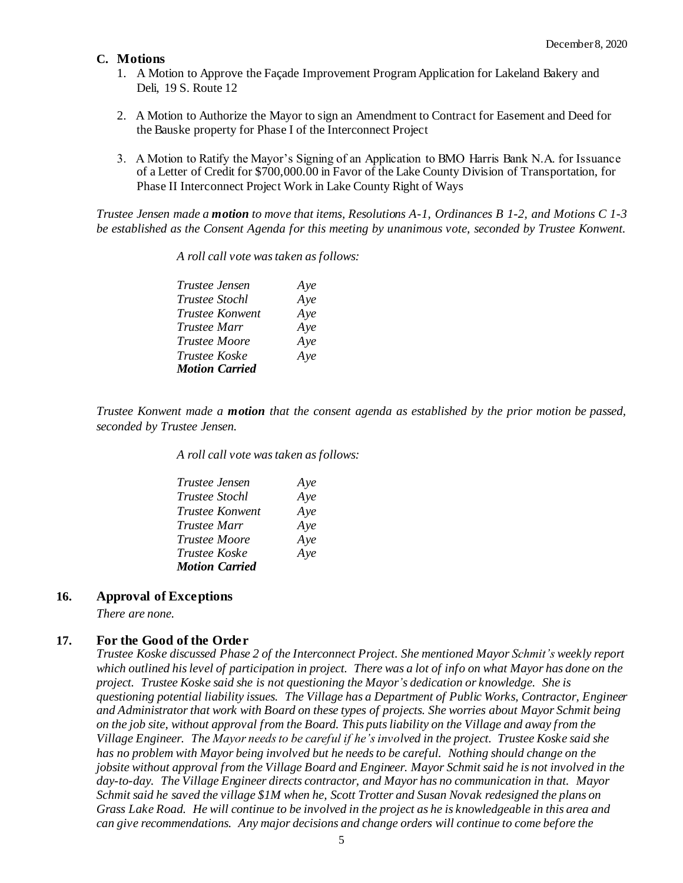### C. Motions

1. A Motion to Approve the Façade Improvement Program Application for Lakeland Bakery and Deli, 19 S. Route 12
2. A Motion to Authorize the Mayor to sign an Amendment to Contract for Easement and Deed for the Bauske property for Phase I of the Interconnect Project
3. A Motion to Ratify the Mayor's Signing of an Application to BMO Harris Bank N.A. for Issuance of a Letter of Credit for $700,000.00 in Favor of the Lake County Division of Transportation, for Phase II Interconnect Project Work in Lake County Right of Ways

*Trustee Jensen made a* ***motion*** *to move that items, Resolutions A-1, Ordinances B 1-2, and Motions C 1-3 be established as the Consent Agenda for this meeting by unanimous vote, seconded by Trustee Konwent.*

*A roll call vote was taken as follows:*

*Trustee Jensen* *Aye*
*Trustee Stochl* *Aye*
*Trustee Konwent* *Aye*
*Trustee Marr* *Aye*
*Trustee Moore* *Aye*
*Trustee Koske* *Aye*
***Motion Carried***

*Trustee Konwent made a* ***motion*** *that the consent agenda as established by the prior motion be passed, seconded by Trustee Jensen.*

*A roll call vote was taken as follows:*

*Trustee Jensen* *Aye*
*Trustee Stochl* *Aye*
*Trustee Konwent* *Aye*
*Trustee Marr* *Aye*
*Trustee Moore* *Aye*
*Trustee Koske* *Aye*
***Motion Carried***

## 16. Approval of Exceptions

*There are none.*

## 17. For the Good of the Order

*Trustee Koske discussed Phase 2 of the Interconnect Project. She mentioned Mayor Schmit's weekly report which outlined his level of participation in project. There was a lot of info on what Mayor has done on the project. Trustee Koske said she is not questioning the Mayor's dedication or knowledge. She is questioning potential liability issues. The Village has a Department of Public Works, Contractor, Engineer and Administrator that work with Board on these types of projects. She worries about Mayor Schmit being on the job site, without approval from the Board. This puts liability on the Village and away from the Village Engineer. The Mayor needs to be careful if he's involved in the project. Trustee Koske said she has no problem with Mayor being involved but he needs to be careful. Nothing should change on the jobsite without approval from the Village Board and Engineer. Mayor Schmit said he is not involved in the day-to-day. The Village Engineer directs contractor, and Mayor has no communication in that. Mayor Schmit said he saved the village $1M when he, Scott Trotter and Susan Novak redesigned the plans on Grass Lake Road. He will continue to be involved in the project as he is knowledgeable in this area and can give recommendations. Any major decisions and change orders will continue to come before the*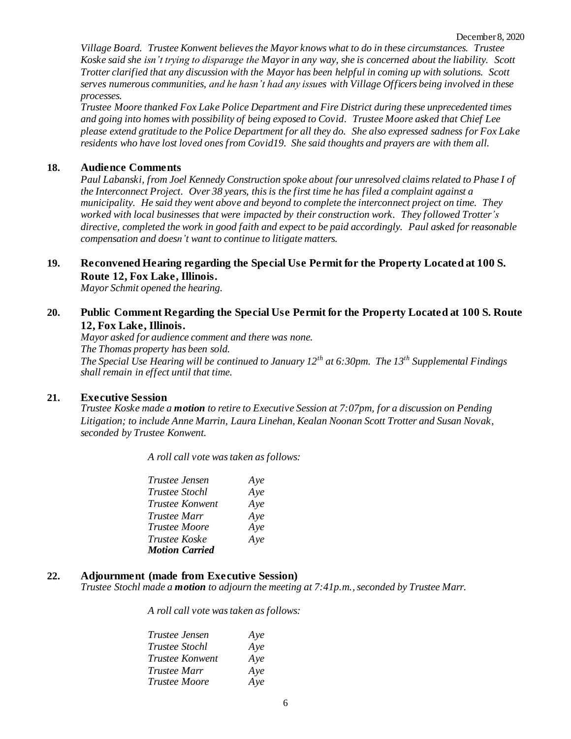*Village Board. Trustee Konwent believes the Mayor knows what to do in these circumstances. Trustee Koske said she isn't trying to disparage the Mayor in any way, she is concerned about the liability. Scott Trotter clarified that any discussion with the Mayor has been helpful in coming up with solutions. Scott serves numerous communities, and he hasn't had any issues with Village Officers being involved in these processes.*

*Trustee Moore thanked Fox Lake Police Department and Fire District during these unprecedented times and going into homes with possibility of being exposed to Covid. Trustee Moore asked that Chief Lee please extend gratitude to the Police Department for all they do. She also expressed sadness for Fox Lake residents who have lost loved ones from Covid19. She said thoughts and prayers are with them all.*

## 18. Audience Comments

*Paul Labanski, from Joel Kennedy Construction spoke about four unresolved claims related to Phase I of the Interconnect Project. Over 38 years, this is the first time he has filed a complaint against a municipality. He said they went above and beyond to complete the interconnect project on time. They worked with local businesses that were impacted by their construction work. They followed Trotter's directive, completed the work in good faith and expect to be paid accordingly. Paul asked for reasonable compensation and doesn't want to continue to litigate matters.*

## 19. Reconvened Hearing regarding the Special Use Permit for the Property Located at 100 S. Route 12, Fox Lake, Illinois.

*Mayor Schmit opened the hearing.*

## 20. Public Comment Regarding the Special Use Permit for the Property Located at 100 S. Route 12, Fox Lake, Illinois.

*Mayor asked for audience comment and there was none.*
*The Thomas property has been sold.*
*The Special Use Hearing will be continued to January 12th at 6:30pm. The 13th Supplemental Findings shall remain in effect until that time.*

## 21. Executive Session

*Trustee Koske made a **motion** to retire to Executive Session at 7:07pm, for a discussion on Pending Litigation; to include Anne Marrin, Laura Linehan, Kealan Noonan Scott Trotter and Susan Novak, seconded by Trustee Konwent.*

*A roll call vote was taken as follows:*

| | |
|---|---|
| *Trustee Jensen* | *Aye* |
| *Trustee Stochl* | *Aye* |
| *Trustee Konwent* | *Aye* |
| *Trustee Marr* | *Aye* |
| *Trustee Moore* | *Aye* |
| *Trustee Koske* | *Aye* |
| ***Motion Carried*** | |

## 22. Adjournment (made from Executive Session)

*Trustee Stochl made a **motion** to adjourn the meeting at 7:41p.m., seconded by Trustee Marr.*

*A roll call vote was taken as follows:*

| | |
|---|---|
| *Trustee Jensen* | *Aye* |
| *Trustee Stochl* | *Aye* |
| *Trustee Konwent* | *Aye* |
| *Trustee Marr* | *Aye* |
| *Trustee Moore* | *Aye* |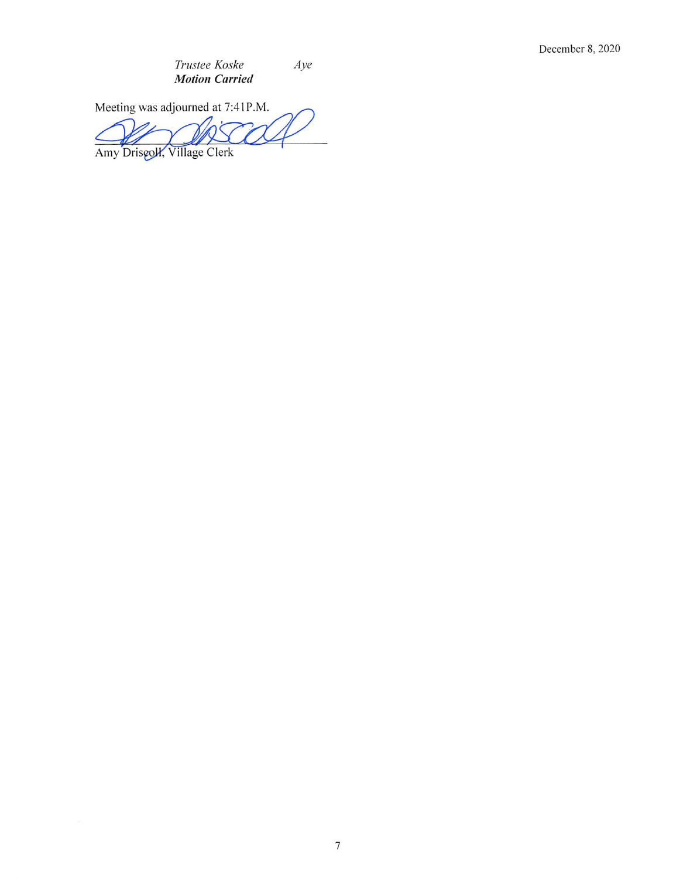*Trustee Koske* *Aye*

***Motion Carried***

Meeting was adjourned at 7:41P.M.

Amy Driscoll, Village Clerk